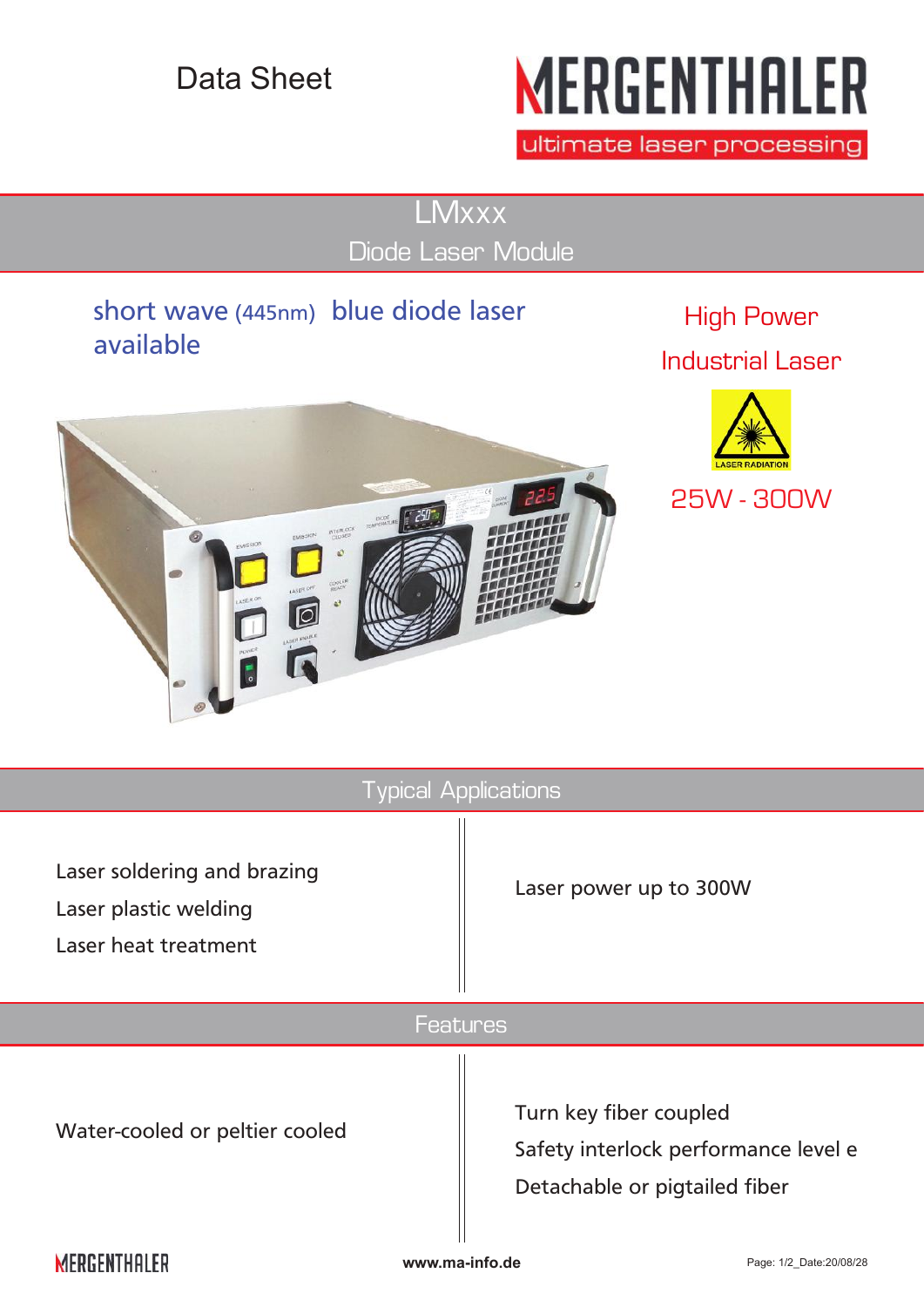Data Sheet

MERGENTHALER

ultimate laser processing

# LMxxx

## Diode Laser Module

short wave (445nm) blue diode laser available

High Power

Industrial Laser

25W - 300W

## Typical Applications

Laser soldering and brazing

Laser plastic welding

Laser heat treatment

Laser power up to 300W

## Features

Water-cooled or peltier cooled

Turn key fiber coupled

Safety interlock performance level e

Detachable or pigtailed fiber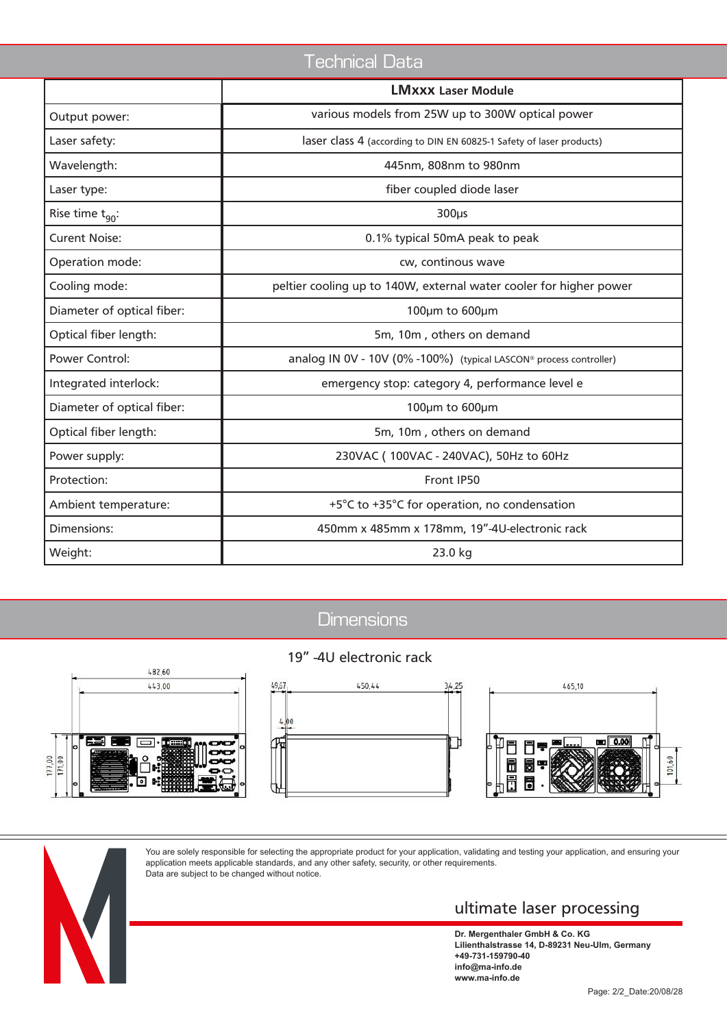## Technical Data

| | **LMxxx Laser Module** |
|---|---|
| Output power: | various models from 25W up to 300W optical power |
| Laser safety: | laser class 4 (according to DIN EN 60825-1 Safety of laser products) |
| Wavelength: | 445nm, 808nm to 980nm |
| Laser type: | fiber coupled diode laser |
| Rise time $t_{90}$: | 300µs |
| Curent Noise: | 0.1% typical 50mA peak to peak |
| Operation mode: | cw, continous wave |
| Cooling mode: | peltier cooling up to 140W, external water cooler for higher power |
| Diameter of optical fiber: | 100µm to 600µm |
| Optical fiber length: | 5m, 10m , others on demand |
| Power Control: | analog IN 0V - 10V (0% -100%) (typical LASCON® process controller) |
| Integrated interlock: | emergency stop: category 4, performance level e |
| Diameter of optical fiber: | 100µm to 600µm |
| Optical fiber length: | 5m, 10m , others on demand |
| Power supply: | 230VAC ( 100VAC - 240VAC), 50Hz to 60Hz |
| Protection: | Front IP50 |
| Ambient temperature: | +5°C to +35°C for operation, no condensation |
| Dimensions: | 450mm x 485mm x 178mm, 19"-4U-electronic rack |
| Weight: | 23.0 kg |

## Dimensions

19" -4U electronic rack

482,60
443,00
177,00
171,00
49,67
450,44
34,25
4,00
465,10
101,60

You are solely responsible for selecting the appropriate product for your application, validating and testing your application, and ensuring your application meets applicable standards, and any other safety, security, or other requirements.
Data are subject to be changed without notice.

ultimate laser processing

**Dr. Mergenthaler GmbH & Co. KG**
**Lilienthalstrasse 14, D-89231 Neu-Ulm, Germany**
**+49-731-159790-40**
**info@ma-info.de**
**www.ma-info.de**

Date:20/08/28